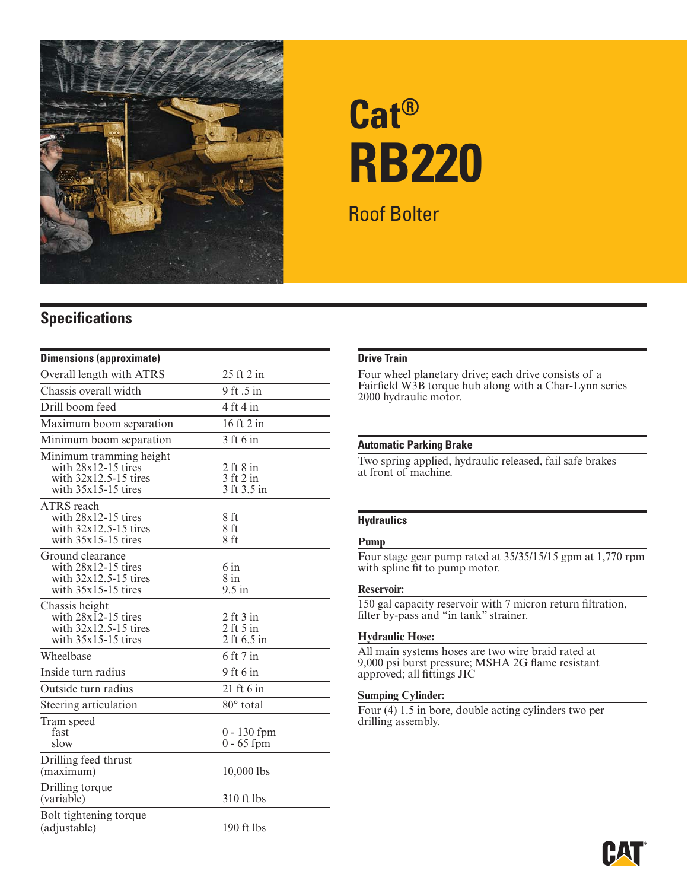# Cat® RB220

## Roof Bolter

## Specifications

| Dimensions (approximate) | |
|---|---|
| Overall length with ATRS | 25 ft 2 in |
| Chassis overall width | 9 ft .5 in |
| Drill boom feed | 4 ft 4 in |
| Maximum boom separation | 16 ft 2 in |
| Minimum boom separation | 3 ft 6 in |
| Minimum tramming height | |
| with 28x12-15 tires | 2 ft 8 in |
| with 32x12.5-15 tires | 3 ft 2 in |
| with 35x15-15 tires | 3 ft 3.5 in |
| ATRS reach | |
| with 28x12-15 tires | 8 ft |
| with 32x12.5-15 tires | 8 ft |
| with 35x15-15 tires | 8 ft |
| Ground clearance | |
| with 28x12-15 tires | 6 in |
| with 32x12.5-15 tires | 8 in |
| with 35x15-15 tires | 9.5 in |
| Chassis height | |
| with 28x12-15 tires | 2 ft 3 in |
| with 32x12.5-15 tires | 2 ft 5 in |
| with 35x15-15 tires | 2 ft 6.5 in |
| Wheelbase | 6 ft 7 in |
| Inside turn radius | 9 ft 6 in |
| Outside turn radius | 21 ft 6 in |
| Steering articulation | 80° total |
| Tram speed | |
| fast | 0 - 130 fpm |
| slow | 0 - 65 fpm |
| Drilling feed thrust (maximum) | 10,000 lbs |
| Drilling torque (variable) | 310 ft lbs |
| Bolt tightening torque (adjustable) | 190 ft lbs |

### Drive Train

Four wheel planetary drive; each drive consists of a Fairfield W3B torque hub along with a Char-Lynn series 2000 hydraulic motor.

### Automatic Parking Brake

Two spring applied, hydraulic released, fail safe brakes at front of machine.

### Hydraulics

**Pump**

Four stage gear pump rated at 35/35/15/15 gpm at 1,770 rpm with spline fit to pump motor.

**Reservoir:**

150 gal capacity reservoir with 7 micron return filtration, filter by-pass and "in tank" strainer.

**Hydraulic Hose:**

All main systems hoses are two wire braid rated at 9,000 psi burst pressure; MSHA 2G flame resistant approved; all fittings JIC

**Sumping Cylinder:**

Four (4) 1.5 in bore, double acting cylinders two per drilling assembly.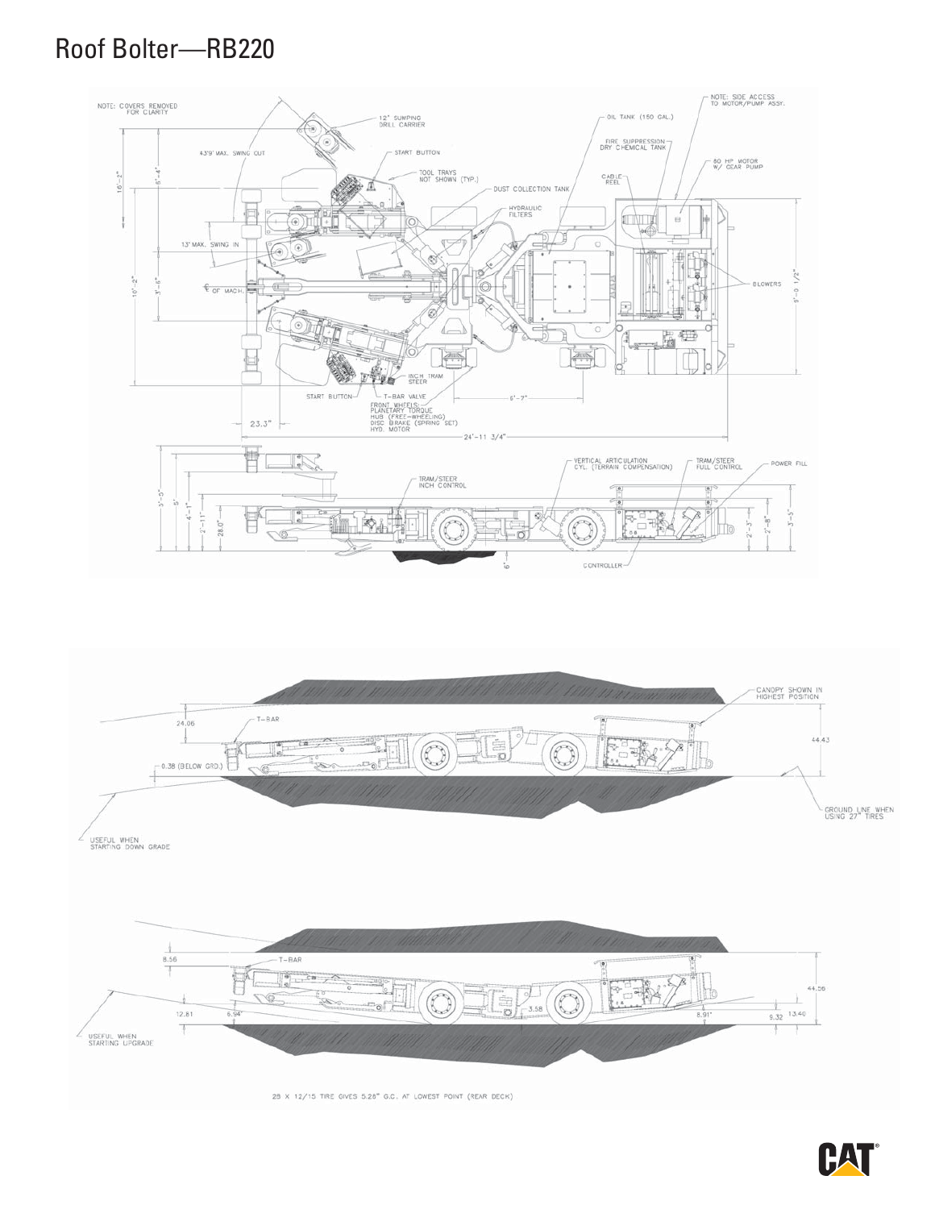# Roof Bolter—RB220

NOTE: COVERS REMOVED FOR CLARITY

12" SUMPING DRILL CARRIER

43°9' MAX. SWING OUT

START BUTTON

TOOL TRAYS NOT SHOWN (TYP.)

DUST COLLECTION TANK

HYDRAULIC FILTERS

OIL TANK (150 GAL.)

FIRE SUPPRESSION DRY CHEMICAL TANK

CABLE REEL

NOTE: SIDE ACCESS TO MOTOR/PUMP ASSY.

80 HP MOTOR W/ GEAR PUMP

BLOWERS

13° MAX. SWING IN

℄ OF MACH.

16'-2"

5'-4"

10'-2"

3'-6"

9'-0 1/2"

START BUTTON

INCH TRAM STEER

T-BAR VALVE

FRONT WHEELS: PLANETARY TORQUE HUB (FREE-WHEELING) DISC BRAKE (SPRING SET) HYD. MOTOR

6'-7"

23.3"

24'-11 3/4"

VERTICAL ARTICULATION CYL. (TERRAIN COMPENSATION)

TRAM/STEER FULL CONTROL

POWER FILL

TRAM/STEER INCH CONTROL

3'-5"

5'

4'-1"

2'-11"

28.0"

6"

2'-3"

2'-8"

3'-5"

CONTROLLER

24.06

T-BAR

CANOPY SHOWN IN HIGHEST POSITION

44.43

0.38 (BELOW GRD.)

GROUND LINE WHEN USING 27" TIRES

USEFUL WHEN STARTING DOWN GRADE

8.56

T-BAR

44.56

12.81

6.94"

3.58

8.91"

9.32

13.40

USEFUL WHEN STARTING UPGRADE

25 X 12/15 TIRE GIVES 5.28" G.C. AT LOWEST POINT (REAR DECK)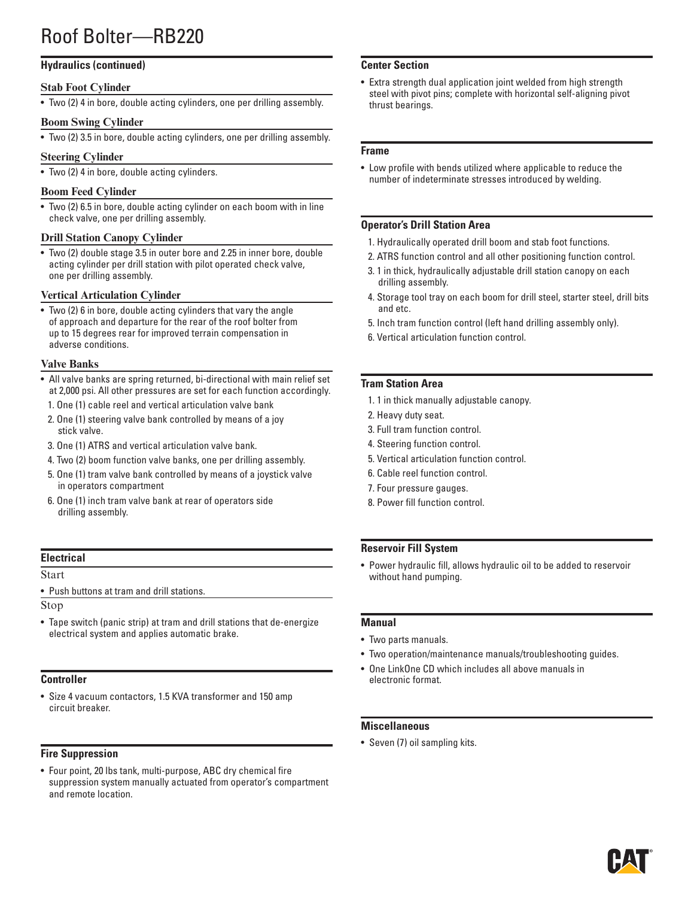# Roof Bolter—RB220

## Hydraulics (continued)

### Stab Foot Cylinder

- Two (2) 4 in bore, double acting cylinders, one per drilling assembly.

### Boom Swing Cylinder

- Two (2) 3.5 in bore, double acting cylinders, one per drilling assembly.

### Steering Cylinder

- Two (2) 4 in bore, double acting cylinders.

### Boom Feed Cylinder

- Two (2) 6.5 in bore, double acting cylinder on each boom with in line check valve, one per drilling assembly.

### Drill Station Canopy Cylinder

- Two (2) double stage 3.5 in outer bore and 2.25 in inner bore, double acting cylinder per drill station with pilot operated check valve, one per drilling assembly.

### Vertical Articulation Cylinder

- Two (2) 6 in bore, double acting cylinders that vary the angle of approach and departure for the rear of the roof bolter from up to 15 degrees rear for improved terrain compensation in adverse conditions.

### Valve Banks

- All valve banks are spring returned, bi-directional with main relief set at 2,000 psi. All other pressures are set for each function accordingly.
  1. One (1) cable reel and vertical articulation valve bank
  2. One (1) steering valve bank controlled by means of a joy stick valve.
  3. One (1) ATRS and vertical articulation valve bank.
  4. Two (2) boom function valve banks, one per drilling assembly.
  5. One (1) tram valve bank controlled by means of a joystick valve in operators compartment
  6. One (1) inch tram valve bank at rear of operators side drilling assembly.

## Electrical

### Start

- Push buttons at tram and drill stations.

### Stop

- Tape switch (panic strip) at tram and drill stations that de-energize electrical system and applies automatic brake.

## Controller

- Size 4 vacuum contactors, 1.5 KVA transformer and 150 amp circuit breaker.

## Fire Suppression

- Four point, 20 lbs tank, multi-purpose, ABC dry chemical fire suppression system manually actuated from operator's compartment and remote location.

## Center Section

- Extra strength dual application joint welded from high strength steel with pivot pins; complete with horizontal self-aligning pivot thrust bearings.

## Frame

- Low profile with bends utilized where applicable to reduce the number of indeterminate stresses introduced by welding.

## Operator's Drill Station Area

1. Hydraulically operated drill boom and stab foot functions.
2. ATRS function control and all other positioning function control.
3. 1 in thick, hydraulically adjustable drill station canopy on each drilling assembly.
4. Storage tool tray on each boom for drill steel, starter steel, drill bits and etc.
5. Inch tram function control (left hand drilling assembly only).
6. Vertical articulation function control.

## Tram Station Area

1. 1 in thick manually adjustable canopy.
2. Heavy duty seat.
3. Full tram function control.
4. Steering function control.
5. Vertical articulation function control.
6. Cable reel function control.
7. Four pressure gauges.
8. Power fill function control.

## Reservoir Fill System

- Power hydraulic fill, allows hydraulic oil to be added to reservoir without hand pumping.

## Manual

- Two parts manuals.
- Two operation/maintenance manuals/troubleshooting guides.
- One LinkOne CD which includes all above manuals in electronic format.

## Miscellaneous

- Seven (7) oil sampling kits.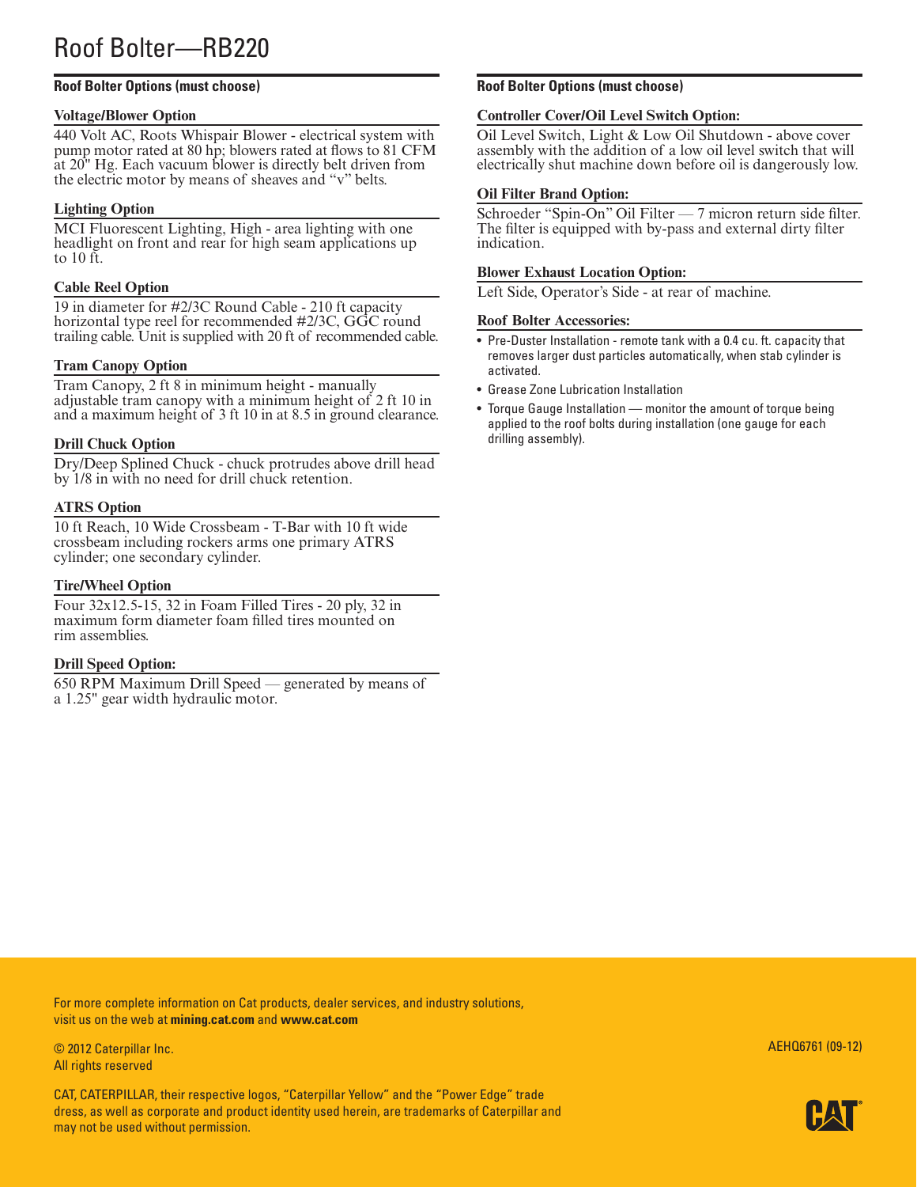# Roof Bolter—RB220

## Roof Bolter Options (must choose)

### Voltage/Blower Option

440 Volt AC, Roots Whispair Blower - electrical system with pump motor rated at 80 hp; blowers rated at flows to 81 CFM at 20" Hg. Each vacuum blower is directly belt driven from the electric motor by means of sheaves and "v" belts.

### Lighting Option

MCI Fluorescent Lighting, High - area lighting with one headlight on front and rear for high seam applications up to 10 ft.

### Cable Reel Option

19 in diameter for #2/3C Round Cable - 210 ft capacity horizontal type reel for recommended #2/3C, GGC round trailing cable. Unit is supplied with 20 ft of recommended cable.

### Tram Canopy Option

Tram Canopy, 2 ft 8 in minimum height - manually adjustable tram canopy with a minimum height of 2 ft 10 in and a maximum height of 3 ft 10 in at 8.5 in ground clearance.

### Drill Chuck Option

Dry/Deep Splined Chuck - chuck protrudes above drill head by 1/8 in with no need for drill chuck retention.

### ATRS Option

10 ft Reach, 10 Wide Crossbeam - T-Bar with 10 ft wide crossbeam including rockers arms one primary ATRS cylinder; one secondary cylinder.

### Tire/Wheel Option

Four 32x12.5-15, 32 in Foam Filled Tires - 20 ply, 32 in maximum form diameter foam filled tires mounted on rim assemblies.

### Drill Speed Option:

650 RPM Maximum Drill Speed — generated by means of a 1.25" gear width hydraulic motor.

## Roof Bolter Options (must choose)

### Controller Cover/Oil Level Switch Option:

Oil Level Switch, Light & Low Oil Shutdown - above cover assembly with the addition of a low oil level switch that will electrically shut machine down before oil is dangerously low.

### Oil Filter Brand Option:

Schroeder "Spin-On" Oil Filter — 7 micron return side filter. The filter is equipped with by-pass and external dirty filter indication.

### Blower Exhaust Location Option:

Left Side, Operator's Side - at rear of machine.

### Roof Bolter Accessories:

- Pre-Duster Installation - remote tank with a 0.4 cu. ft. capacity that removes larger dust particles automatically, when stab cylinder is activated.
- Grease Zone Lubrication Installation
- Torque Gauge Installation — monitor the amount of torque being applied to the roof bolts during installation (one gauge for each drilling assembly).

For more complete information on Cat products, dealer services, and industry solutions, visit us on the web at **mining.cat.com** and **www.cat.com**

© 2012 Caterpillar Inc.
All rights reserved

AEHQ6761 (09-12)

CAT, CATERPILLAR, their respective logos, "Caterpillar Yellow" and the "Power Edge" trade dress, as well as corporate and product identity used herein, are trademarks of Caterpillar and may not be used without permission.